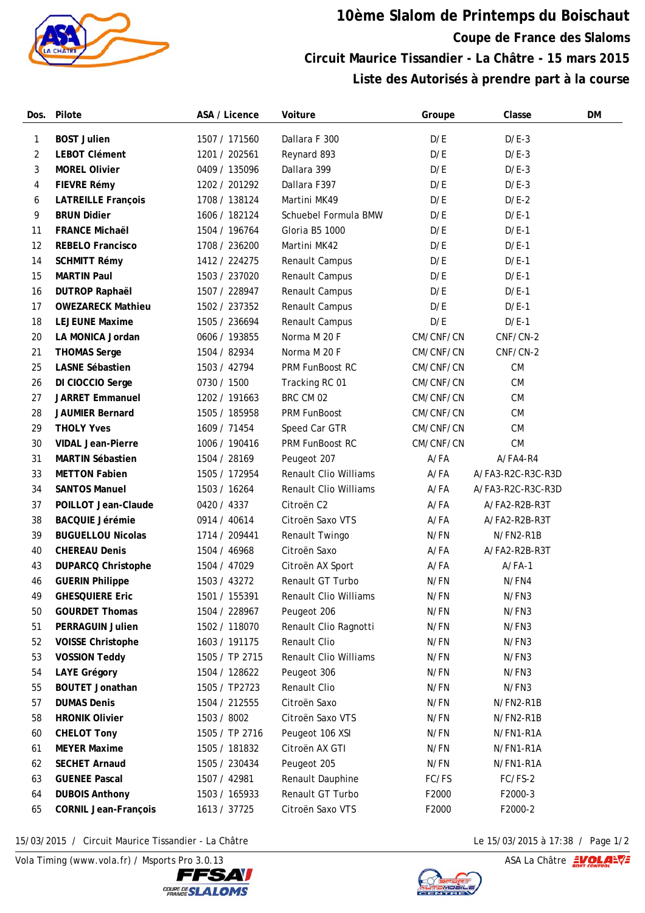# 10ème Slalom de Printemps du Boischaut

## Coupe de France des Slaloms

## Circuit Maurice Tissandier - La Châtre - 15 mars 2015

## Liste des Autorisés à prendre part à la course

| Dos. | Pilote | ASA / Licence | Voiture | Groupe | Classe | DM |
|---|---|---|---|---|---|---|
| 1 | **BOST Julien** | 1507 / 171560 | Dallara F 300 | D/E | D/E-3 | |
| 2 | **LEBOT Clément** | 1201 / 202561 | Reynard 893 | D/E | D/E-3 | |
| 3 | **MOREL Olivier** | 0409 / 135096 | Dallara 399 | D/E | D/E-3 | |
| 4 | **FIEVRE Rémy** | 1202 / 201292 | Dallara F397 | D/E | D/E-3 | |
| 6 | **LATREILLE François** | 1708 / 138124 | Martini MK49 | D/E | D/E-2 | |
| 9 | **BRUN Didier** | 1606 / 182124 | Schuebel Formula BMW | D/E | D/E-1 | |
| 11 | **FRANCE Michaël** | 1504 / 196764 | Gloria B5 1000 | D/E | D/E-1 | |
| 12 | **REBELO Francisco** | 1708 / 236200 | Martini MK42 | D/E | D/E-1 | |
| 14 | **SCHMITT Rémy** | 1412 / 224275 | Renault Campus | D/E | D/E-1 | |
| 15 | **MARTIN Paul** | 1503 / 237020 | Renault Campus | D/E | D/E-1 | |
| 16 | **DUTROP Raphaël** | 1507 / 228947 | Renault Campus | D/E | D/E-1 | |
| 17 | **OWEZARECK Mathieu** | 1502 / 237352 | Renault Campus | D/E | D/E-1 | |
| 18 | **LEJEUNE Maxime** | 1505 / 236694 | Renault Campus | D/E | D/E-1 | |
| 20 | **LA MONICA Jordan** | 0606 / 193855 | Norma M 20 F | CM/CNF/CN | CNF/CN-2 | |
| 21 | **THOMAS Serge** | 1504 / 82934 | Norma M 20 F | CM/CNF/CN | CNF/CN-2 | |
| 25 | **LASNE Sébastien** | 1503 / 42794 | PRM FunBoost RC | CM/CNF/CN | CM | |
| 26 | **DI CIOCCIO Serge** | 0730 / 1500 | Tracking RC 01 | CM/CNF/CN | CM | |
| 27 | **JARRET Emmanuel** | 1202 / 191663 | BRC CM 02 | CM/CNF/CN | CM | |
| 28 | **JAUMIER Bernard** | 1505 / 185958 | PRM FunBoost | CM/CNF/CN | CM | |
| 29 | **THOLY Yves** | 1609 / 71454 | Speed Car GTR | CM/CNF/CN | CM | |
| 30 | **VIDAL Jean-Pierre** | 1006 / 190416 | PRM FunBoost RC | CM/CNF/CN | CM | |
| 31 | **MARTIN Sébastien** | 1504 / 28169 | Peugeot 207 | A/FA | A/FA4-R4 | |
| 33 | **METTON Fabien** | 1505 / 172954 | Renault Clio Williams | A/FA | A/FA3-R2C-R3C-R3D | |
| 34 | **SANTOS Manuel** | 1503 / 16264 | Renault Clio Williams | A/FA | A/FA3-R2C-R3C-R3D | |
| 37 | **POILLOT Jean-Claude** | 0420 / 4337 | Citroën C2 | A/FA | A/FA2-R2B-R3T | |
| 38 | **BACQUIE Jérémie** | 0914 / 40614 | Citroën Saxo VTS | A/FA | A/FA2-R2B-R3T | |
| 39 | **BUGUELLOU Nicolas** | 1714 / 209441 | Renault Twingo | N/FN | N/FN2-R1B | |
| 40 | **CHEREAU Denis** | 1504 / 46968 | Citroën Saxo | A/FA | A/FA2-R2B-R3T | |
| 43 | **DUPARCQ Christophe** | 1504 / 47029 | Citroën AX Sport | A/FA | A/FA-1 | |
| 46 | **GUERIN Philippe** | 1503 / 43272 | Renault GT Turbo | N/FN | N/FN4 | |
| 49 | **GHESQUIERE Eric** | 1501 / 155391 | Renault Clio Williams | N/FN | N/FN3 | |
| 50 | **GOURDET Thomas** | 1504 / 228967 | Peugeot 206 | N/FN | N/FN3 | |
| 51 | **PERRAGUIN Julien** | 1502 / 118070 | Renault Clio Ragnotti | N/FN | N/FN3 | |
| 52 | **VOISSE Christophe** | 1603 / 191175 | Renault Clio | N/FN | N/FN3 | |
| 53 | **VOSSION Teddy** | 1505 / TP 2715 | Renault Clio Williams | N/FN | N/FN3 | |
| 54 | **LAYE Grégory** | 1504 / 128622 | Peugeot 306 | N/FN | N/FN3 | |
| 55 | **BOUTET Jonathan** | 1505 / TP2723 | Renault Clio | N/FN | N/FN3 | |
| 57 | **DUMAS Denis** | 1504 / 212555 | Citroën Saxo | N/FN | N/FN2-R1B | |
| 58 | **HRONIK Olivier** | 1503 / 8002 | Citroën Saxo VTS | N/FN | N/FN2-R1B | |
| 60 | **CHELOT Tony** | 1505 / TP 2716 | Peugeot 106 XSI | N/FN | N/FN1-R1A | |
| 61 | **MEYER Maxime** | 1505 / 181832 | Citroën AX GTI | N/FN | N/FN1-R1A | |
| 62 | **SECHET Arnaud** | 1505 / 230434 | Peugeot 205 | N/FN | N/FN1-R1A | |
| 63 | **GUENEE Pascal** | 1507 / 42981 | Renault Dauphine | FC/FS | FC/FS-2 | |
| 64 | **DUBOIS Anthony** | 1503 / 165933 | Renault GT Turbo | F2000 | F2000-3 | |
| 65 | **CORNIL Jean-François** | 1613 / 37725 | Citroën Saxo VTS | F2000 | F2000-2 | |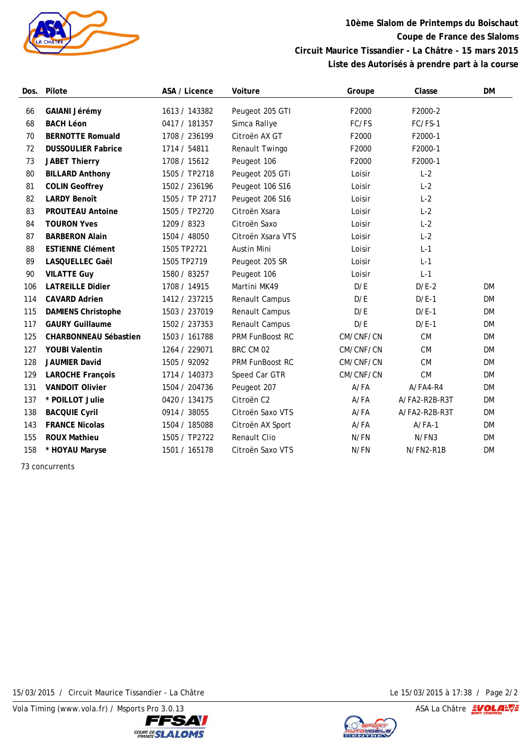**10ème Slalom de Printemps du Boischaut**
**Coupe de France des Slaloms**
**Circuit Maurice Tissandier - La Châtre - 15 mars 2015**
**Liste des Autorisés à prendre part à la course**

| Dos. | Pilote | ASA / Licence | Voiture | Groupe | Classe | DM |
|---|---|---|---|---|---|---|
| 66 | **GAIANI Jérémy** | 1613 / 143382 | Peugeot 205 GTI | F2000 | F2000-2 | |
| 68 | **BACH Léon** | 0417 / 181357 | Simca Rallye | FC/FS | FC/FS-1 | |
| 70 | **BERNOTTE Romuald** | 1708 / 236199 | Citroën AX GT | F2000 | F2000-1 | |
| 72 | **DUSSOULIER Fabrice** | 1714 / 54811 | Renault Twingo | F2000 | F2000-1 | |
| 73 | **JABET Thierry** | 1708 / 15612 | Peugeot 106 | F2000 | F2000-1 | |
| 80 | **BILLARD Anthony** | 1505 / TP2718 | Peugeot 205 GTi | Loisir | L-2 | |
| 81 | **COLIN Geoffrey** | 1502 / 236196 | Peugeot 106 S16 | Loisir | L-2 | |
| 82 | **LARDY Benoît** | 1505 / TP 2717 | Peugeot 206 S16 | Loisir | L-2 | |
| 83 | **PROUTEAU Antoine** | 1505 / TP2720 | Citroën Xsara | Loisir | L-2 | |
| 84 | **TOURON Yves** | 1209 / 8323 | Citroën Saxo | Loisir | L-2 | |
| 87 | **BARBERON Alain** | 1504 / 48050 | Citroën Xsara VTS | Loisir | L-2 | |
| 88 | **ESTIENNE Clément** | 1505 TP2721 | Austin Mini | Loisir | L-1 | |
| 89 | **LASQUELLEC Gaël** | 1505 TP2719 | Peugeot 205 SR | Loisir | L-1 | |
| 90 | **VILATTE Guy** | 1580 / 83257 | Peugeot 106 | Loisir | L-1 | |
| 106 | **LATREILLE Didier** | 1708 / 14915 | Martini MK49 | D/E | D/E-2 | DM |
| 114 | **CAVARD Adrien** | 1412 / 237215 | Renault Campus | D/E | D/E-1 | DM |
| 115 | **DAMIENS Christophe** | 1503 / 237019 | Renault Campus | D/E | D/E-1 | DM |
| 117 | **GAURY Guillaume** | 1502 / 237353 | Renault Campus | D/E | D/E-1 | DM |
| 125 | **CHARBONNEAU Sébastien** | 1503 / 161788 | PRM FunBoost RC | CM/CNF/CN | CM | DM |
| 127 | **YOUBI Valentin** | 1264 / 229071 | BRC CM 02 | CM/CNF/CN | CM | DM |
| 128 | **JAUMIER David** | 1505 / 92092 | PRM FunBoost RC | CM/CNF/CN | CM | DM |
| 129 | **LAROCHE François** | 1714 / 140373 | Speed Car GTR | CM/CNF/CN | CM | DM |
| 131 | **VANDOIT Olivier** | 1504 / 204736 | Peugeot 207 | A/FA | A/FA4-R4 | DM |
| 137 | *** POILLOT Julie** | 0420 / 134175 | Citroën C2 | A/FA | A/FA2-R2B-R3T | DM |
| 138 | **BACQUIE Cyril** | 0914 / 38055 | Citroën Saxo VTS | A/FA | A/FA2-R2B-R3T | DM |
| 143 | **FRANCE Nicolas** | 1504 / 185088 | Citroën AX Sport | A/FA | A/FA-1 | DM |
| 155 | **ROUX Mathieu** | 1505 / TP2722 | Renault Clio | N/FN | N/FN3 | DM |
| 158 | *** HOYAU Maryse** | 1501 / 165178 | Citroën Saxo VTS | N/FN | N/FN2-R1B | DM |

73 concurrents

15/03/2015 / Circuit Maurice Tissandier - La Châtre — Le 15/03/2015 à 17:38

Vola Timing (www.vola.fr) / Msports Pro 3.0.13 — ASA La Châtre